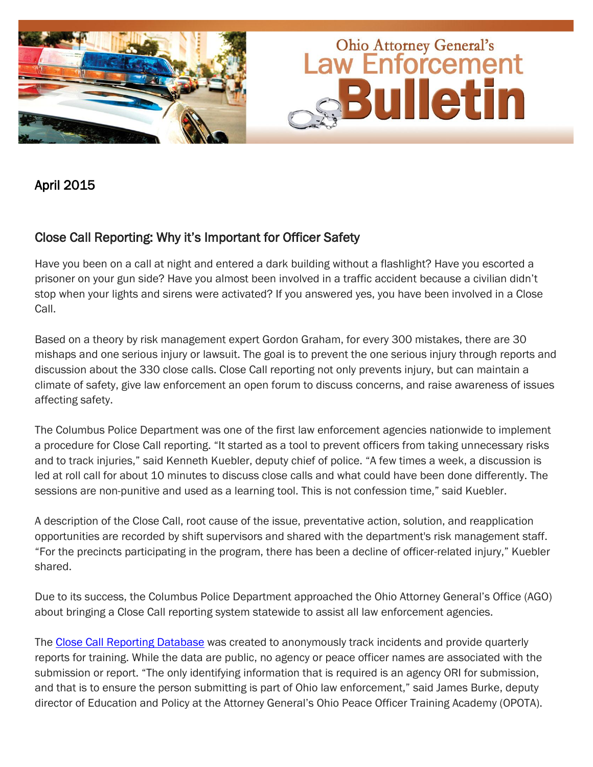# Ohio Attorney General's Law Enforcement Bulletin

April 2015

## Close Call Reporting: Why it's Important for Officer Safety

Have you been on a call at night and entered a dark building without a flashlight? Have you escorted a prisoner on your gun side? Have you almost been involved in a traffic accident because a civilian didn't stop when your lights and sirens were activated? If you answered yes, you have been involved in a Close Call.

Based on a theory by risk management expert Gordon Graham, for every 300 mistakes, there are 30 mishaps and one serious injury or lawsuit. The goal is to prevent the one serious injury through reports and discussion about the 330 close calls. Close Call reporting not only prevents injury, but can maintain a climate of safety, give law enforcement an open forum to discuss concerns, and raise awareness of issues affecting safety.

The Columbus Police Department was one of the first law enforcement agencies nationwide to implement a procedure for Close Call reporting. "It started as a tool to prevent officers from taking unnecessary risks and to track injuries," said Kenneth Kuebler, deputy chief of police. "A few times a week, a discussion is led at roll call for about 10 minutes to discuss close calls and what could have been done differently. The sessions are non-punitive and used as a learning tool. This is not confession time," said Kuebler.

A description of the Close Call, root cause of the issue, preventative action, solution, and reapplication opportunities are recorded by shift supervisors and shared with the department's risk management staff. "For the precincts participating in the program, there has been a decline of officer-related injury," Kuebler shared.

Due to its success, the Columbus Police Department approached the Ohio Attorney General's Office (AGO) about bringing a Close Call reporting system statewide to assist all law enforcement agencies.

The Close Call Reporting Database was created to anonymously track incidents and provide quarterly reports for training. While the data are public, no agency or peace officer names are associated with the submission or report. "The only identifying information that is required is an agency ORI for submission, and that is to ensure the person submitting is part of Ohio law enforcement," said James Burke, deputy director of Education and Policy at the Attorney General's Ohio Peace Officer Training Academy (OPOTA).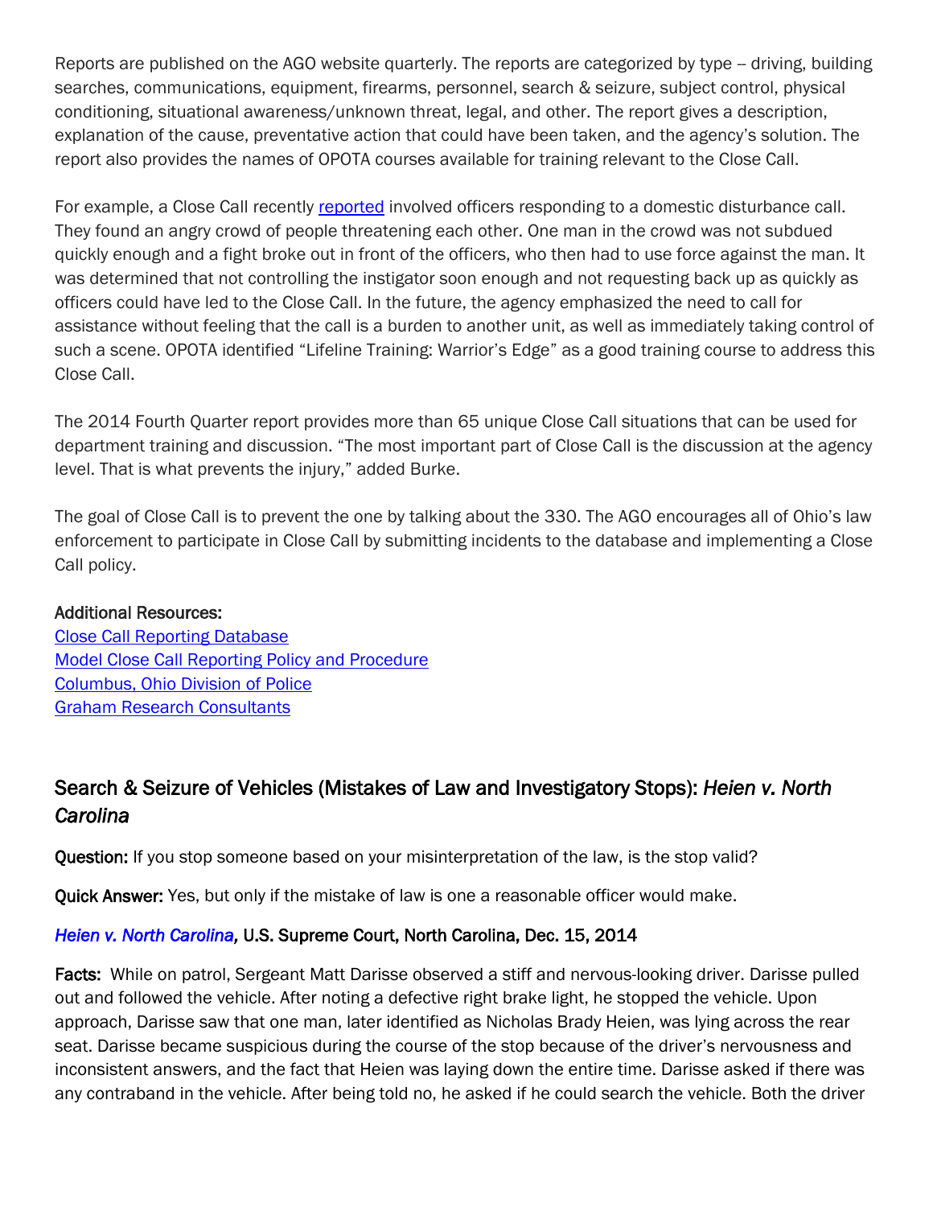Reports are published on the AGO website quarterly. The reports are categorized by type -- driving, building searches, communications, equipment, firearms, personnel, search & seizure, subject control, physical conditioning, situational awareness/unknown threat, legal, and other. The report gives a description, explanation of the cause, preventative action that could have been taken, and the agency's solution. The report also provides the names of OPOTA courses available for training relevant to the Close Call.

For example, a Close Call recently reported involved officers responding to a domestic disturbance call. They found an angry crowd of people threatening each other. One man in the crowd was not subdued quickly enough and a fight broke out in front of the officers, who then had to use force against the man. It was determined that not controlling the instigator soon enough and not requesting back up as quickly as officers could have led to the Close Call. In the future, the agency emphasized the need to call for assistance without feeling that the call is a burden to another unit, as well as immediately taking control of such a scene. OPOTA identified "Lifeline Training: Warrior's Edge" as a good training course to address this Close Call.

The 2014 Fourth Quarter report provides more than 65 unique Close Call situations that can be used for department training and discussion. "The most important part of Close Call is the discussion at the agency level. That is what prevents the injury," added Burke.

The goal of Close Call is to prevent the one by talking about the 330. The AGO encourages all of Ohio's law enforcement to participate in Close Call by submitting incidents to the database and implementing a Close Call policy.

Additional Resources:
Close Call Reporting Database
Model Close Call Reporting Policy and Procedure
Columbus, Ohio Division of Police
Graham Research Consultants

## Search & Seizure of Vehicles (Mistakes of Law and Investigatory Stops): *Heien v. North Carolina*

**Question:** If you stop someone based on your misinterpretation of the law, is the stop valid?

**Quick Answer:** Yes, but only if the mistake of law is one a reasonable officer would make.

***Heien v. North Carolina*, U.S. Supreme Court, North Carolina, Dec. 15, 2014**

**Facts:** While on patrol, Sergeant Matt Darisse observed a stiff and nervous-looking driver. Darisse pulled out and followed the vehicle. After noting a defective right brake light, he stopped the vehicle. Upon approach, Darisse saw that one man, later identified as Nicholas Brady Heien, was lying across the rear seat. Darisse became suspicious during the course of the stop because of the driver's nervousness and inconsistent answers, and the fact that Heien was laying down the entire time. Darisse asked if there was any contraband in the vehicle. After being told no, he asked if he could search the vehicle. Both the driver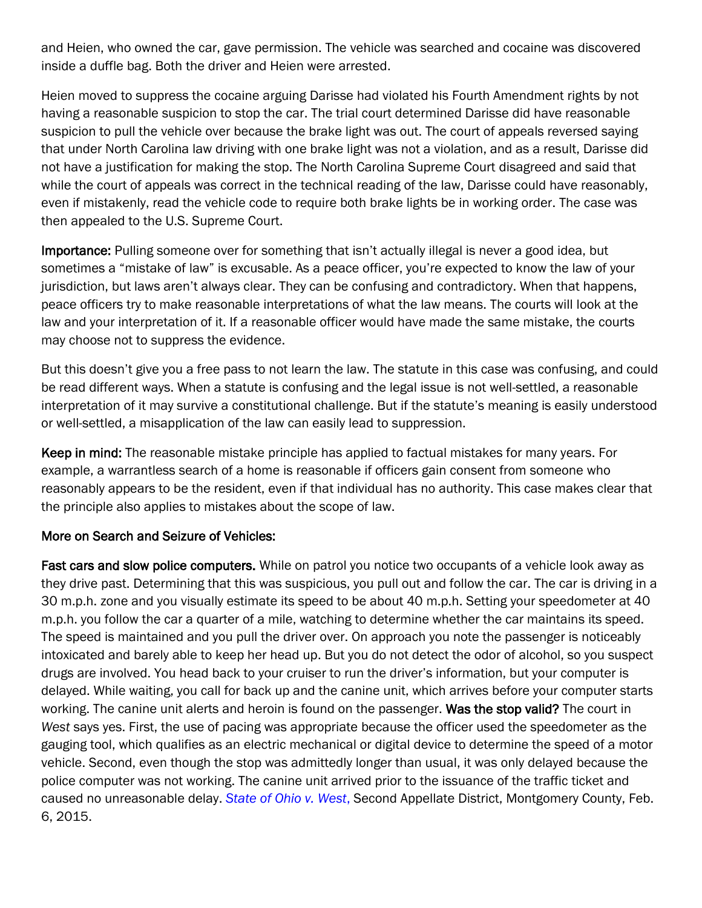and Heien, who owned the car, gave permission. The vehicle was searched and cocaine was discovered inside a duffle bag. Both the driver and Heien were arrested.

Heien moved to suppress the cocaine arguing Darisse had violated his Fourth Amendment rights by not having a reasonable suspicion to stop the car. The trial court determined Darisse did have reasonable suspicion to pull the vehicle over because the brake light was out. The court of appeals reversed saying that under North Carolina law driving with one brake light was not a violation, and as a result, Darisse did not have a justification for making the stop. The North Carolina Supreme Court disagreed and said that while the court of appeals was correct in the technical reading of the law, Darisse could have reasonably, even if mistakenly, read the vehicle code to require both brake lights be in working order. The case was then appealed to the U.S. Supreme Court.

**Importance:** Pulling someone over for something that isn't actually illegal is never a good idea, but sometimes a "mistake of law" is excusable. As a peace officer, you're expected to know the law of your jurisdiction, but laws aren't always clear. They can be confusing and contradictory. When that happens, peace officers try to make reasonable interpretations of what the law means. The courts will look at the law and your interpretation of it. If a reasonable officer would have made the same mistake, the courts may choose not to suppress the evidence.

But this doesn't give you a free pass to not learn the law. The statute in this case was confusing, and could be read different ways. When a statute is confusing and the legal issue is not well-settled, a reasonable interpretation of it may survive a constitutional challenge. But if the statute's meaning is easily understood or well-settled, a misapplication of the law can easily lead to suppression.

**Keep in mind:** The reasonable mistake principle has applied to factual mistakes for many years. For example, a warrantless search of a home is reasonable if officers gain consent from someone who reasonably appears to be the resident, even if that individual has no authority. This case makes clear that the principle also applies to mistakes about the scope of law.

**More on Search and Seizure of Vehicles:**

**Fast cars and slow police computers.** While on patrol you notice two occupants of a vehicle look away as they drive past. Determining that this was suspicious, you pull out and follow the car. The car is driving in a 30 m.p.h. zone and you visually estimate its speed to be about 40 m.p.h. Setting your speedometer at 40 m.p.h. you follow the car a quarter of a mile, watching to determine whether the car maintains its speed. The speed is maintained and you pull the driver over. On approach you note the passenger is noticeably intoxicated and barely able to keep her head up. But you do not detect the odor of alcohol, so you suspect drugs are involved. You head back to your cruiser to run the driver's information, but your computer is delayed. While waiting, you call for back up and the canine unit, which arrives before your computer starts working. The canine unit alerts and heroin is found on the passenger. **Was the stop valid?** The court in *West* says yes. First, the use of pacing was appropriate because the officer used the speedometer as the gauging tool, which qualifies as an electric mechanical or digital device to determine the speed of a motor vehicle. Second, even though the stop was admittedly longer than usual, it was only delayed because the police computer was not working. The canine unit arrived prior to the issuance of the traffic ticket and caused no unreasonable delay. *State of Ohio v. West*, Second Appellate District, Montgomery County, Feb. 6, 2015.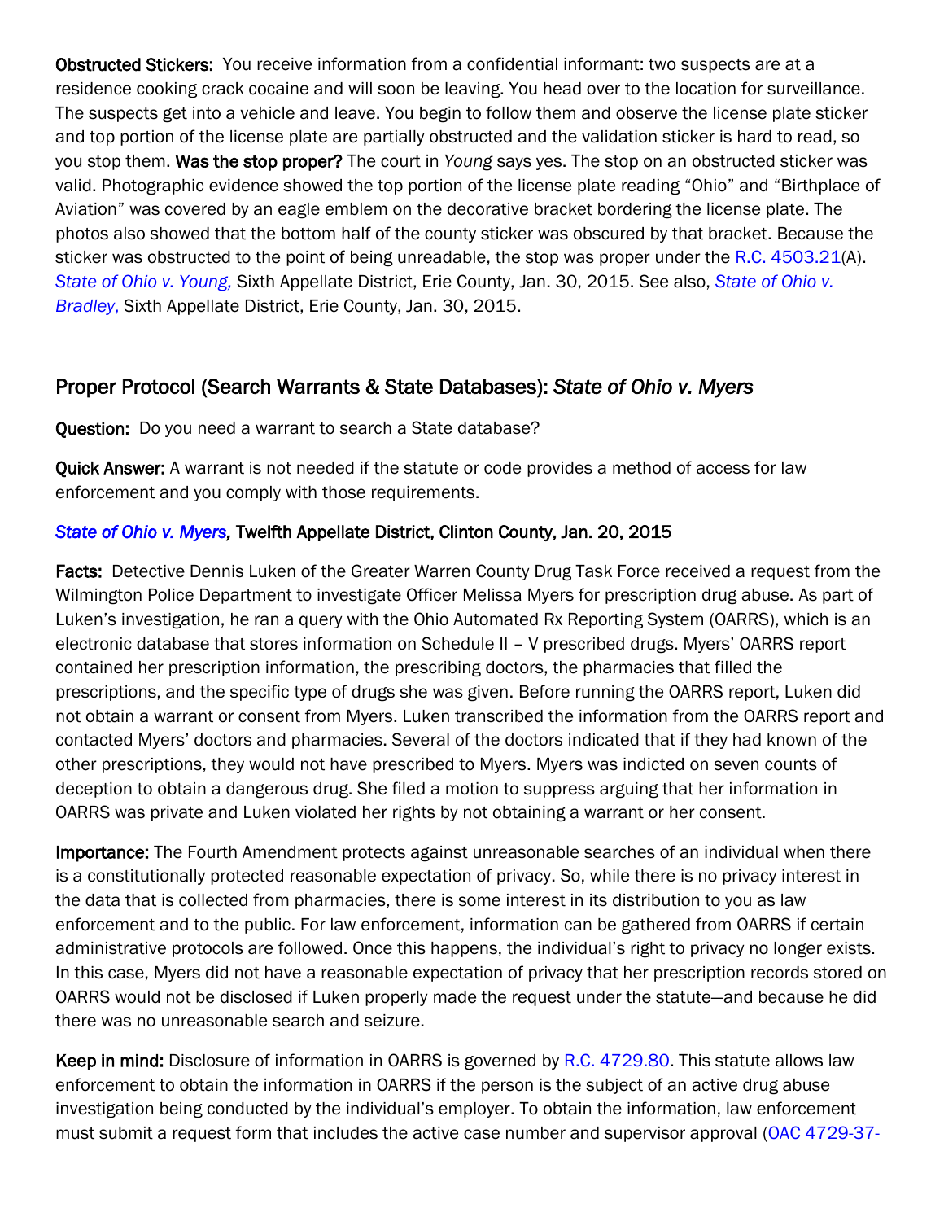**Obstructed Stickers:** You receive information from a confidential informant: two suspects are at a residence cooking crack cocaine and will soon be leaving. You head over to the location for surveillance. The suspects get into a vehicle and leave. You begin to follow them and observe the license plate sticker and top portion of the license plate are partially obstructed and the validation sticker is hard to read, so you stop them. **Was the stop proper?** The court in *Young* says yes. The stop on an obstructed sticker was valid. Photographic evidence showed the top portion of the license plate reading "Ohio" and "Birthplace of Aviation" was covered by an eagle emblem on the decorative bracket bordering the license plate. The photos also showed that the bottom half of the county sticker was obscured by that bracket. Because the sticker was obstructed to the point of being unreadable, the stop was proper under the R.C. 4503.21(A). *State of Ohio v. Young,* Sixth Appellate District, Erie County, Jan. 30, 2015. See also, *State of Ohio v. Bradley*, Sixth Appellate District, Erie County, Jan. 30, 2015.

## Proper Protocol (Search Warrants & State Databases): *State of Ohio v. Myers*

**Question:** Do you need a warrant to search a State database?

**Quick Answer:** A warrant is not needed if the statute or code provides a method of access for law enforcement and you comply with those requirements.

***State of Ohio v. Myers*, Twelfth Appellate District, Clinton County, Jan. 20, 2015**

**Facts:** Detective Dennis Luken of the Greater Warren County Drug Task Force received a request from the Wilmington Police Department to investigate Officer Melissa Myers for prescription drug abuse. As part of Luken's investigation, he ran a query with the Ohio Automated Rx Reporting System (OARRS), which is an electronic database that stores information on Schedule II – V prescribed drugs. Myers' OARRS report contained her prescription information, the prescribing doctors, the pharmacies that filled the prescriptions, and the specific type of drugs she was given. Before running the OARRS report, Luken did not obtain a warrant or consent from Myers. Luken transcribed the information from the OARRS report and contacted Myers' doctors and pharmacies. Several of the doctors indicated that if they had known of the other prescriptions, they would not have prescribed to Myers. Myers was indicted on seven counts of deception to obtain a dangerous drug. She filed a motion to suppress arguing that her information in OARRS was private and Luken violated her rights by not obtaining a warrant or her consent.

**Importance:** The Fourth Amendment protects against unreasonable searches of an individual when there is a constitutionally protected reasonable expectation of privacy. So, while there is no privacy interest in the data that is collected from pharmacies, there is some interest in its distribution to you as law enforcement and to the public. For law enforcement, information can be gathered from OARRS if certain administrative protocols are followed. Once this happens, the individual's right to privacy no longer exists. In this case, Myers did not have a reasonable expectation of privacy that her prescription records stored on OARRS would not be disclosed if Luken properly made the request under the statute—and because he did there was no unreasonable search and seizure.

**Keep in mind:** Disclosure of information in OARRS is governed by R.C. 4729.80. This statute allows law enforcement to obtain the information in OARRS if the person is the subject of an active drug abuse investigation being conducted by the individual's employer. To obtain the information, law enforcement must submit a request form that includes the active case number and supervisor approval (OAC 4729-37-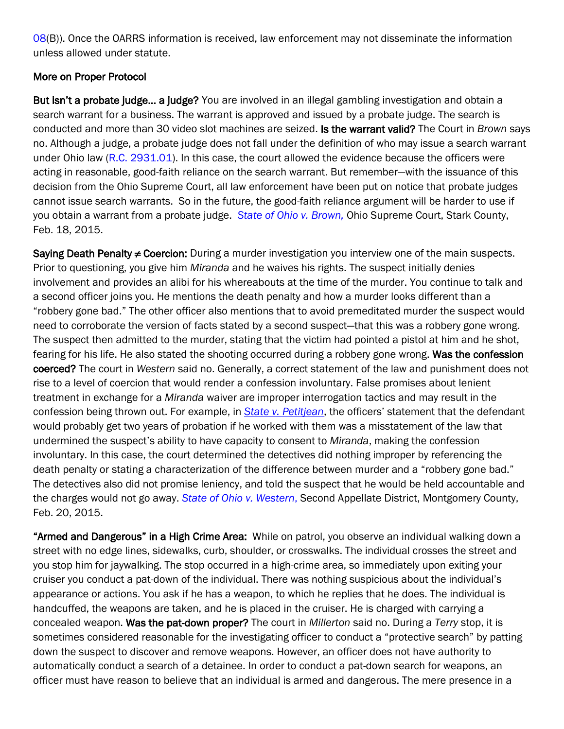08(B)). Once the OARRS information is received, law enforcement may not disseminate the information unless allowed under statute.

## More on Proper Protocol

**But isn't a probate judge… a judge?** You are involved in an illegal gambling investigation and obtain a search warrant for a business. The warrant is approved and issued by a probate judge. The search is conducted and more than 30 video slot machines are seized. **Is the warrant valid?** The Court in *Brown* says no. Although a judge, a probate judge does not fall under the definition of who may issue a search warrant under Ohio law (R.C. 2931.01). In this case, the court allowed the evidence because the officers were acting in reasonable, good-faith reliance on the search warrant. But remember—with the issuance of this decision from the Ohio Supreme Court, all law enforcement have been put on notice that probate judges cannot issue search warrants. So in the future, the good-faith reliance argument will be harder to use if you obtain a warrant from a probate judge. *State of Ohio v. Brown,* Ohio Supreme Court, Stark County, Feb. 18, 2015.

**Saying Death Penalty ≠ Coercion:** During a murder investigation you interview one of the main suspects. Prior to questioning, you give him *Miranda* and he waives his rights. The suspect initially denies involvement and provides an alibi for his whereabouts at the time of the murder. You continue to talk and a second officer joins you. He mentions the death penalty and how a murder looks different than a "robbery gone bad." The other officer also mentions that to avoid premeditated murder the suspect would need to corroborate the version of facts stated by a second suspect—that this was a robbery gone wrong. The suspect then admitted to the murder, stating that the victim had pointed a pistol at him and he shot, fearing for his life. He also stated the shooting occurred during a robbery gone wrong. **Was the confession coerced?** The court in *Western* said no. Generally, a correct statement of the law and punishment does not rise to a level of coercion that would render a confession involuntary. False promises about lenient treatment in exchange for a *Miranda* waiver are improper interrogation tactics and may result in the confession being thrown out. For example, in *State v. Petitjean*, the officers' statement that the defendant would probably get two years of probation if he worked with them was a misstatement of the law that undermined the suspect's ability to have capacity to consent to *Miranda*, making the confession involuntary. In this case, the court determined the detectives did nothing improper by referencing the death penalty or stating a characterization of the difference between murder and a "robbery gone bad." The detectives also did not promise leniency, and told the suspect that he would be held accountable and the charges would not go away. *State of Ohio v. Western,* Second Appellate District, Montgomery County, Feb. 20, 2015.

**"Armed and Dangerous" in a High Crime Area:** While on patrol, you observe an individual walking down a street with no edge lines, sidewalks, curb, shoulder, or crosswalks. The individual crosses the street and you stop him for jaywalking. The stop occurred in a high-crime area, so immediately upon exiting your cruiser you conduct a pat-down of the individual. There was nothing suspicious about the individual's appearance or actions. You ask if he has a weapon, to which he replies that he does. The individual is handcuffed, the weapons are taken, and he is placed in the cruiser. He is charged with carrying a concealed weapon. **Was the pat-down proper?** The court in *Millerton* said no. During a *Terry* stop, it is sometimes considered reasonable for the investigating officer to conduct a "protective search" by patting down the suspect to discover and remove weapons. However, an officer does not have authority to automatically conduct a search of a detainee. In order to conduct a pat-down search for weapons, an officer must have reason to believe that an individual is armed and dangerous. The mere presence in a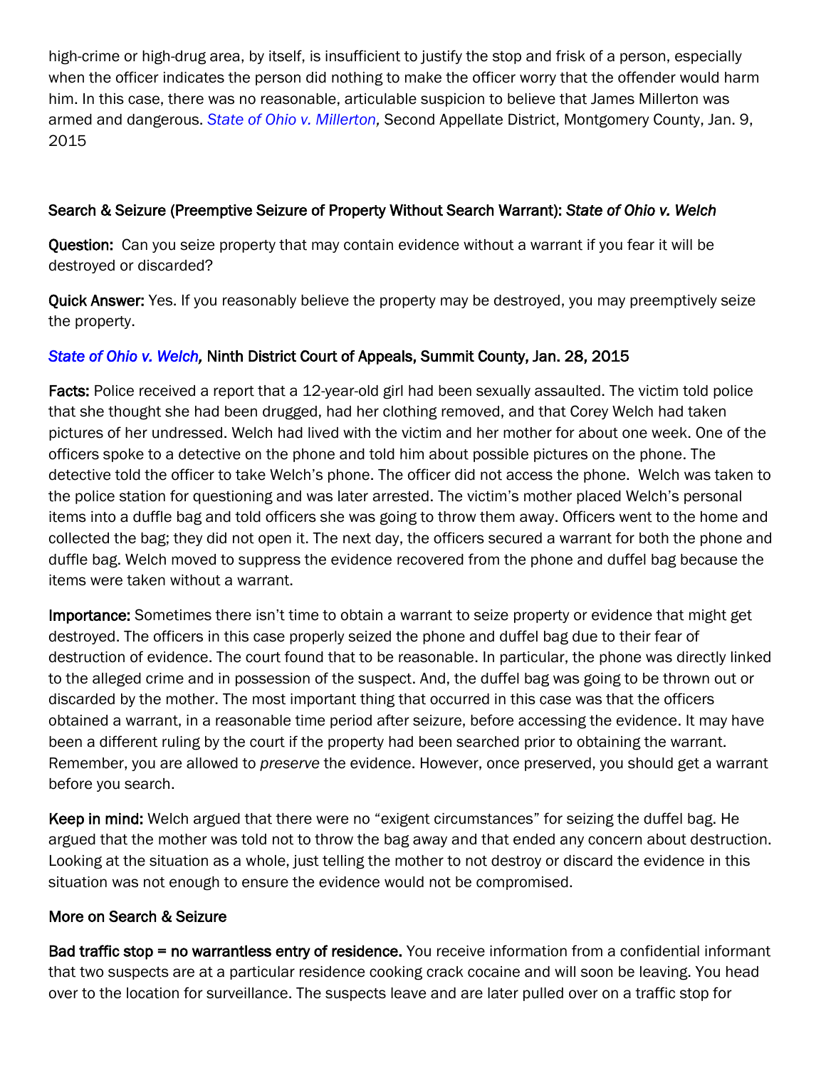high-crime or high-drug area, by itself, is insufficient to justify the stop and frisk of a person, especially when the officer indicates the person did nothing to make the officer worry that the offender would harm him. In this case, there was no reasonable, articulable suspicion to believe that James Millerton was armed and dangerous. *State of Ohio v. Millerton,* Second Appellate District, Montgomery County, Jan. 9, 2015

### Search & Seizure (Preemptive Seizure of Property Without Search Warrant): *State of Ohio v. Welch*

**Question:** Can you seize property that may contain evidence without a warrant if you fear it will be destroyed or discarded?

**Quick Answer:** Yes. If you reasonably believe the property may be destroyed, you may preemptively seize the property.

***State of Ohio v. Welch,*** **Ninth District Court of Appeals, Summit County, Jan. 28, 2015**

**Facts:** Police received a report that a 12-year-old girl had been sexually assaulted. The victim told police that she thought she had been drugged, had her clothing removed, and that Corey Welch had taken pictures of her undressed. Welch had lived with the victim and her mother for about one week. One of the officers spoke to a detective on the phone and told him about possible pictures on the phone. The detective told the officer to take Welch's phone. The officer did not access the phone. Welch was taken to the police station for questioning and was later arrested. The victim's mother placed Welch's personal items into a duffle bag and told officers she was going to throw them away. Officers went to the home and collected the bag; they did not open it. The next day, the officers secured a warrant for both the phone and duffle bag. Welch moved to suppress the evidence recovered from the phone and duffel bag because the items were taken without a warrant.

**Importance:** Sometimes there isn't time to obtain a warrant to seize property or evidence that might get destroyed. The officers in this case properly seized the phone and duffel bag due to their fear of destruction of evidence. The court found that to be reasonable. In particular, the phone was directly linked to the alleged crime and in possession of the suspect. And, the duffel bag was going to be thrown out or discarded by the mother. The most important thing that occurred in this case was that the officers obtained a warrant, in a reasonable time period after seizure, before accessing the evidence. It may have been a different ruling by the court if the property had been searched prior to obtaining the warrant. Remember, you are allowed to *preserve* the evidence. However, once preserved, you should get a warrant before you search.

**Keep in mind:** Welch argued that there were no "exigent circumstances" for seizing the duffel bag. He argued that the mother was told not to throw the bag away and that ended any concern about destruction. Looking at the situation as a whole, just telling the mother to not destroy or discard the evidence in this situation was not enough to ensure the evidence would not be compromised.

### More on Search & Seizure

**Bad traffic stop = no warrantless entry of residence.** You receive information from a confidential informant that two suspects are at a particular residence cooking crack cocaine and will soon be leaving. You head over to the location for surveillance. The suspects leave and are later pulled over on a traffic stop for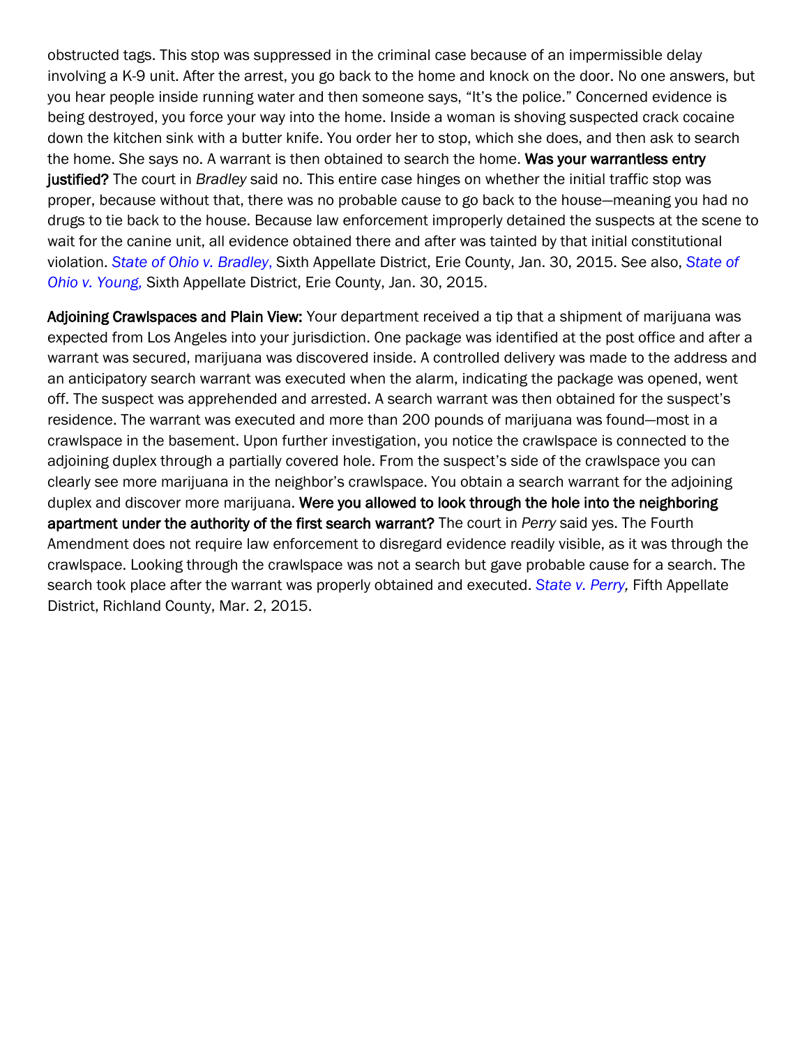obstructed tags. This stop was suppressed in the criminal case because of an impermissible delay involving a K-9 unit. After the arrest, you go back to the home and knock on the door. No one answers, but you hear people inside running water and then someone says, "It's the police." Concerned evidence is being destroyed, you force your way into the home. Inside a woman is shoving suspected crack cocaine down the kitchen sink with a butter knife. You order her to stop, which she does, and then ask to search the home. She says no. A warrant is then obtained to search the home. **Was your warrantless entry justified?** The court in *Bradley* said no. This entire case hinges on whether the initial traffic stop was proper, because without that, there was no probable cause to go back to the house—meaning you had no drugs to tie back to the house. Because law enforcement improperly detained the suspects at the scene to wait for the canine unit, all evidence obtained there and after was tainted by that initial constitutional violation. *State of Ohio v. Bradley,* Sixth Appellate District, Erie County, Jan. 30, 2015. See also, *State of Ohio v. Young,* Sixth Appellate District, Erie County, Jan. 30, 2015.

**Adjoining Crawlspaces and Plain View:** Your department received a tip that a shipment of marijuana was expected from Los Angeles into your jurisdiction. One package was identified at the post office and after a warrant was secured, marijuana was discovered inside. A controlled delivery was made to the address and an anticipatory search warrant was executed when the alarm, indicating the package was opened, went off. The suspect was apprehended and arrested. A search warrant was then obtained for the suspect's residence. The warrant was executed and more than 200 pounds of marijuana was found—most in a crawlspace in the basement. Upon further investigation, you notice the crawlspace is connected to the adjoining duplex through a partially covered hole. From the suspect's side of the crawlspace you can clearly see more marijuana in the neighbor's crawlspace. You obtain a search warrant for the adjoining duplex and discover more marijuana. **Were you allowed to look through the hole into the neighboring apartment under the authority of the first search warrant?** The court in *Perry* said yes. The Fourth Amendment does not require law enforcement to disregard evidence readily visible, as it was through the crawlspace. Looking through the crawlspace was not a search but gave probable cause for a search. The search took place after the warrant was properly obtained and executed. *State v. Perry,* Fifth Appellate District, Richland County, Mar. 2, 2015.